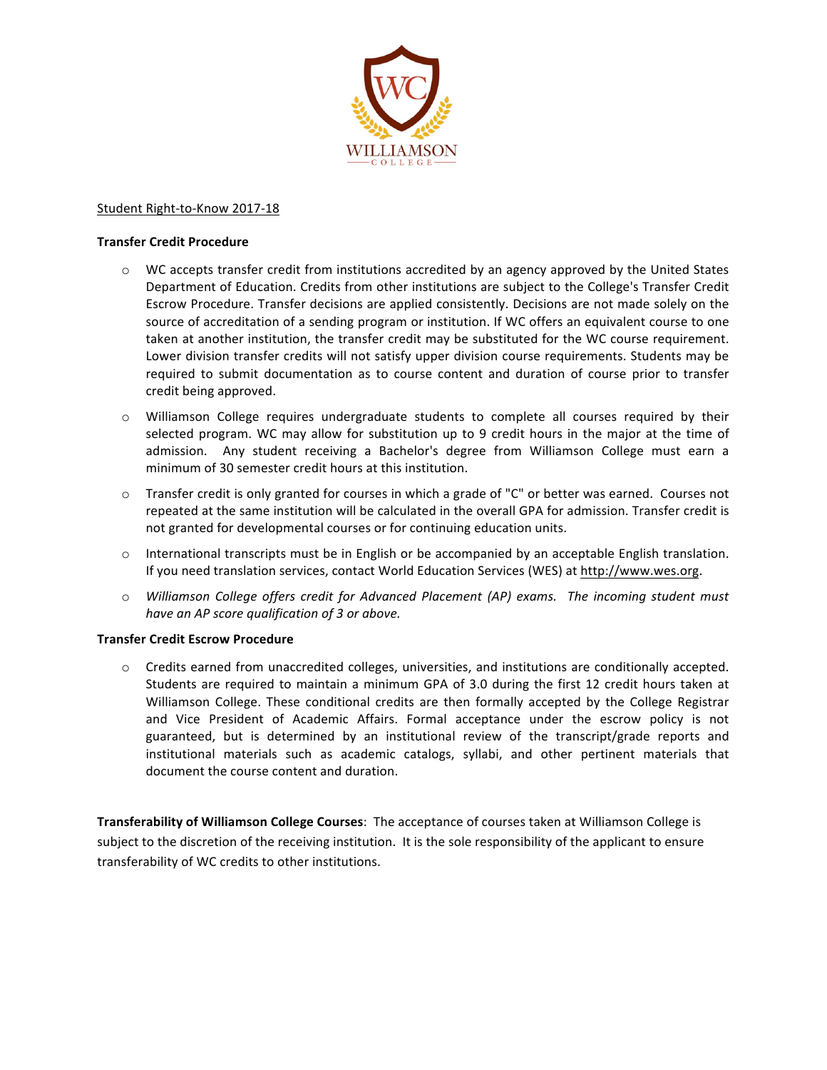WILLIAMSON

COLLEGE

Student Right-to-Know 2017-18

**Transfer Credit Procedure**

- WC accepts transfer credit from institutions accredited by an agency approved by the United States Department of Education. Credits from other institutions are subject to the College's Transfer Credit Escrow Procedure. Transfer decisions are applied consistently. Decisions are not made solely on the source of accreditation of a sending program or institution. If WC offers an equivalent course to one taken at another institution, the transfer credit may be substituted for the WC course requirement. Lower division transfer credits will not satisfy upper division course requirements. Students may be required to submit documentation as to course content and duration of course prior to transfer credit being approved.
- Williamson College requires undergraduate students to complete all courses required by their selected program. WC may allow for substitution up to 9 credit hours in the major at the time of admission. Any student receiving a Bachelor's degree from Williamson College must earn a minimum of 30 semester credit hours at this institution.
- Transfer credit is only granted for courses in which a grade of "C" or better was earned. Courses not repeated at the same institution will be calculated in the overall GPA for admission. Transfer credit is not granted for developmental courses or for continuing education units.
- International transcripts must be in English or be accompanied by an acceptable English translation. If you need translation services, contact World Education Services (WES) at http://www.wes.org.
- *Williamson College offers credit for Advanced Placement (AP) exams. The incoming student must have an AP score qualification of 3 or above.*

**Transfer Credit Escrow Procedure**

- Credits earned from unaccredited colleges, universities, and institutions are conditionally accepted. Students are required to maintain a minimum GPA of 3.0 during the first 12 credit hours taken at Williamson College. These conditional credits are then formally accepted by the College Registrar and Vice President of Academic Affairs. Formal acceptance under the escrow policy is not guaranteed, but is determined by an institutional review of the transcript/grade reports and institutional materials such as academic catalogs, syllabi, and other pertinent materials that document the course content and duration.

**Transferability of Williamson College Courses**: The acceptance of courses taken at Williamson College is subject to the discretion of the receiving institution. It is the sole responsibility of the applicant to ensure transferability of WC credits to other institutions.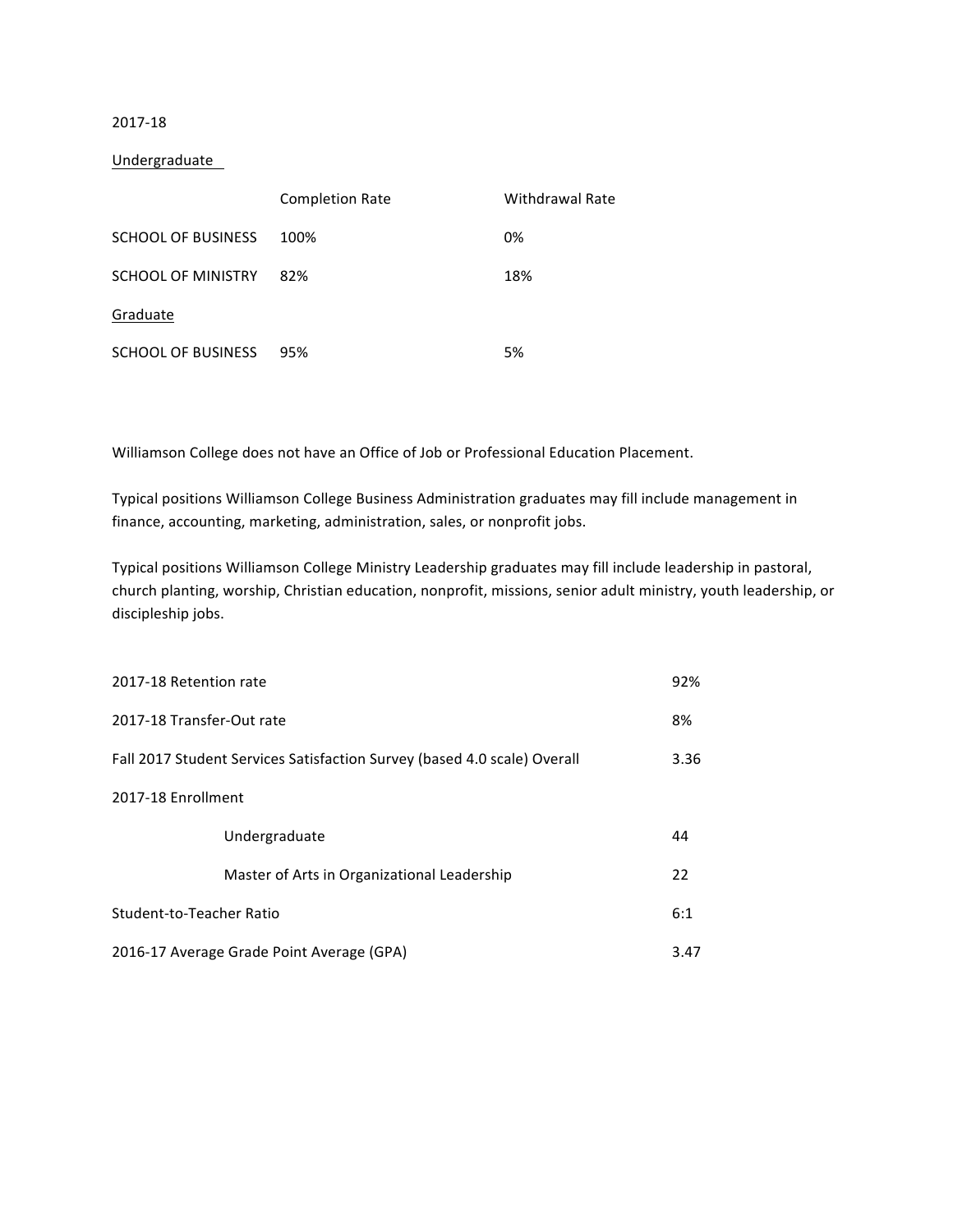2017-18

| | Completion Rate | Withdrawal Rate |
|---|---|---|
| Undergraduate | | |
| SCHOOL OF BUSINESS | 100% | 0% |
| SCHOOL OF MINISTRY | 82% | 18% |
| Graduate | | |
| SCHOOL OF BUSINESS | 95% | 5% |

Williamson College does not have an Office of Job or Professional Education Placement.

Typical positions Williamson College Business Administration graduates may fill include management in finance, accounting, marketing, administration, sales, or nonprofit jobs.

Typical positions Williamson College Ministry Leadership graduates may fill include leadership in pastoral, church planting, worship, Christian education, nonprofit, missions, senior adult ministry, youth leadership, or discipleship jobs.

| | |
|---|---|
| 2017-18 Retention rate | 92% |
| 2017-18 Transfer-Out rate | 8% |
| Fall 2017 Student Services Satisfaction Survey (based 4.0 scale) Overall | 3.36 |
| 2017-18 Enrollment | |
| Undergraduate | 44 |
| Master of Arts in Organizational Leadership | 22 |
| Student-to-Teacher Ratio | 6:1 |
| 2016-17 Average Grade Point Average (GPA) | 3.47 |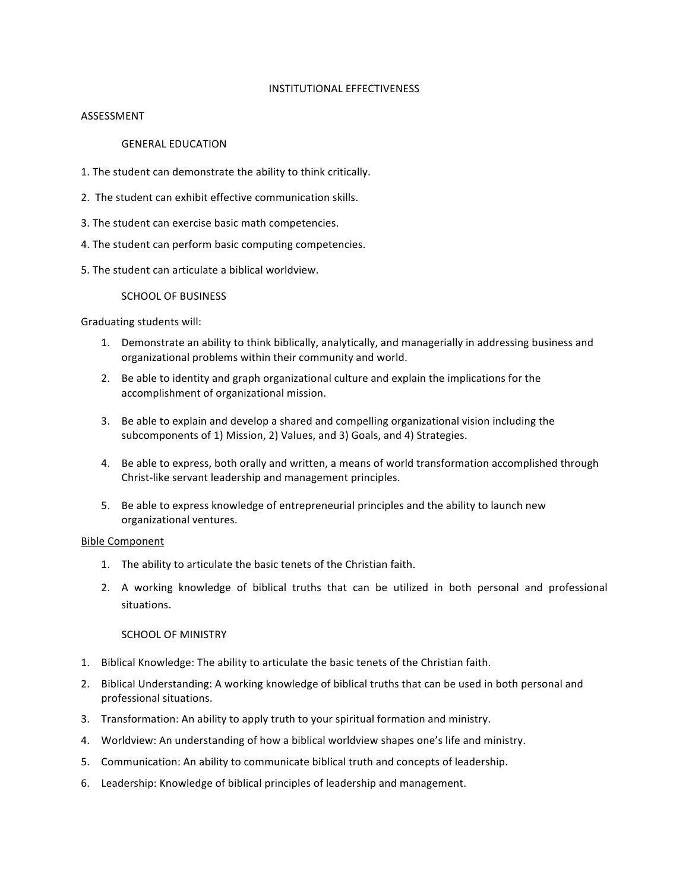# INSTITUTIONAL EFFECTIVENESS

## ASSESSMENT

### GENERAL EDUCATION

1. The student can demonstrate the ability to think critically.
2. The student can exhibit effective communication skills.
3. The student can exercise basic math competencies.
4. The student can perform basic computing competencies.
5. The student can articulate a biblical worldview.

### SCHOOL OF BUSINESS

Graduating students will:

1. Demonstrate an ability to think biblically, analytically, and managerially in addressing business and organizational problems within their community and world.
2. Be able to identity and graph organizational culture and explain the implications for the accomplishment of organizational mission.
3. Be able to explain and develop a shared and compelling organizational vision including the subcomponents of 1) Mission, 2) Values, and 3) Goals, and 4) Strategies.
4. Be able to express, both orally and written, a means of world transformation accomplished through Christ-like servant leadership and management principles.
5. Be able to express knowledge of entrepreneurial principles and the ability to launch new organizational ventures.

<u>Bible Component</u>

1. The ability to articulate the basic tenets of the Christian faith.
2. A working knowledge of biblical truths that can be utilized in both personal and professional situations.

### SCHOOL OF MINISTRY

1. Biblical Knowledge: The ability to articulate the basic tenets of the Christian faith.
2. Biblical Understanding: A working knowledge of biblical truths that can be used in both personal and professional situations.
3. Transformation: An ability to apply truth to your spiritual formation and ministry.
4. Worldview: An understanding of how a biblical worldview shapes one's life and ministry.
5. Communication: An ability to communicate biblical truth and concepts of leadership.
6. Leadership: Knowledge of biblical principles of leadership and management.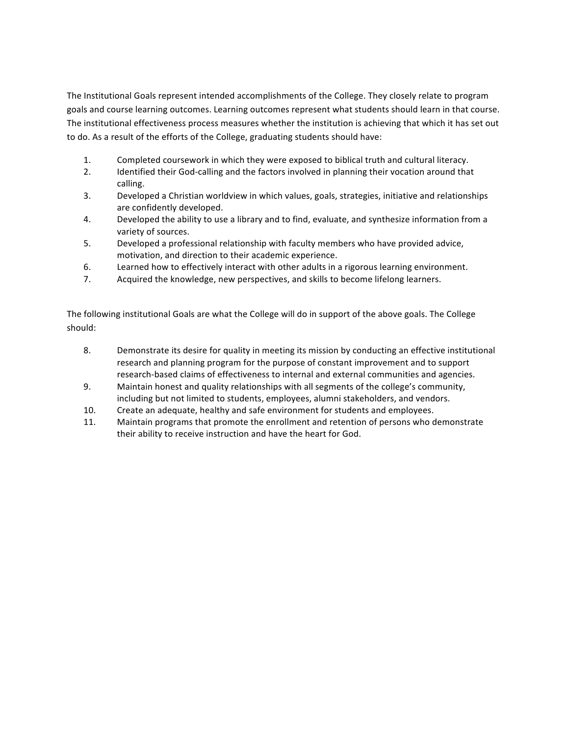The Institutional Goals represent intended accomplishments of the College. They closely relate to program goals and course learning outcomes. Learning outcomes represent what students should learn in that course. The institutional effectiveness process measures whether the institution is achieving that which it has set out to do. As a result of the efforts of the College, graduating students should have:

1. Completed coursework in which they were exposed to biblical truth and cultural literacy.
2. Identified their God-calling and the factors involved in planning their vocation around that calling.
3. Developed a Christian worldview in which values, goals, strategies, initiative and relationships are confidently developed.
4. Developed the ability to use a library and to find, evaluate, and synthesize information from a variety of sources.
5. Developed a professional relationship with faculty members who have provided advice, motivation, and direction to their academic experience.
6. Learned how to effectively interact with other adults in a rigorous learning environment.
7. Acquired the knowledge, new perspectives, and skills to become lifelong learners.

The following institutional Goals are what the College will do in support of the above goals. The College should:

8. Demonstrate its desire for quality in meeting its mission by conducting an effective institutional research and planning program for the purpose of constant improvement and to support research-based claims of effectiveness to internal and external communities and agencies.
9. Maintain honest and quality relationships with all segments of the college's community, including but not limited to students, employees, alumni stakeholders, and vendors.
10. Create an adequate, healthy and safe environment for students and employees.
11. Maintain programs that promote the enrollment and retention of persons who demonstrate their ability to receive instruction and have the heart for God.